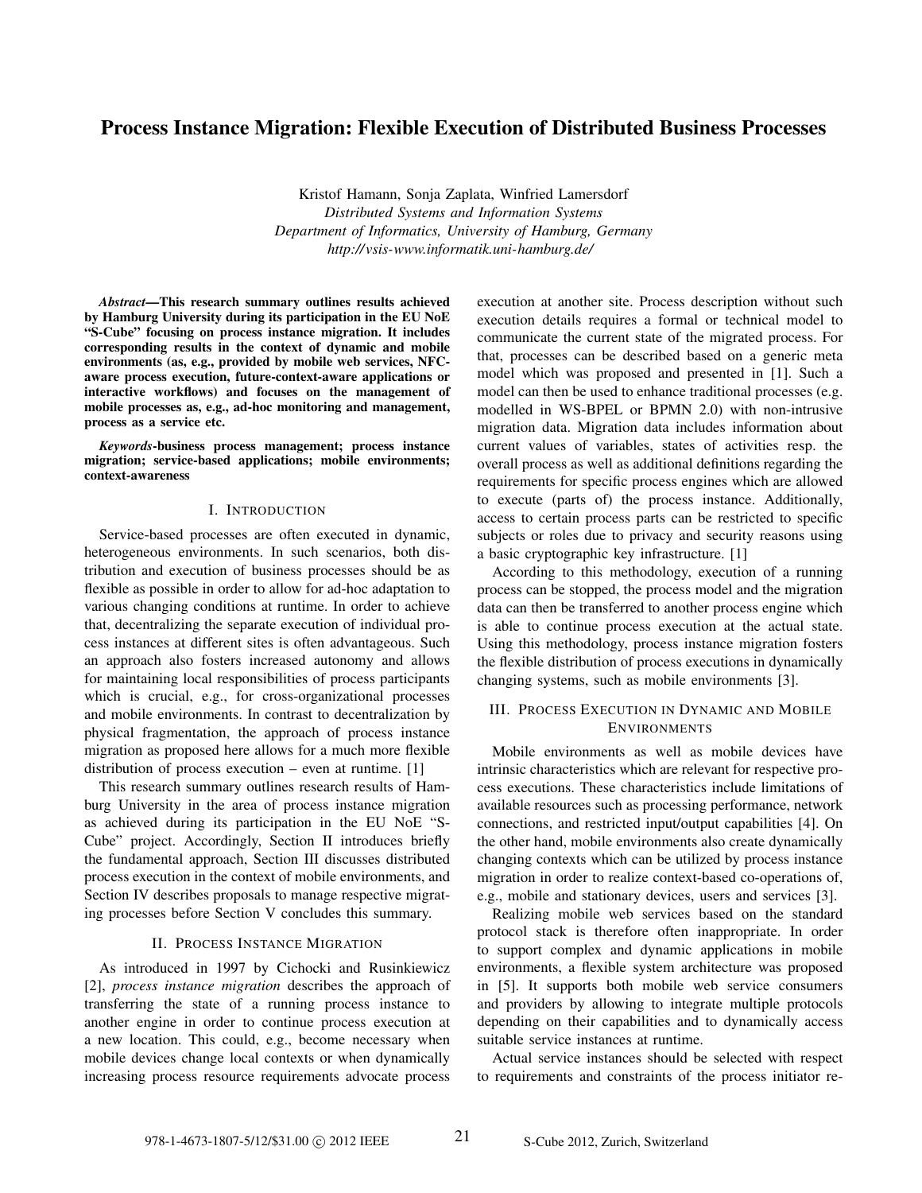# Process Instance Migration: Flexible Execution of Distributed Business Processes

Kristof Hamann, Sonja Zaplata, Winfried Lamersdorf
*Distributed Systems and Information Systems*
*Department of Informatics, University of Hamburg, Germany*
*http://vsis-www.informatik.uni-hamburg.de/*

***Abstract*—This research summary outlines results achieved by Hamburg University during its participation in the EU NoE "S-Cube" focusing on process instance migration. It includes corresponding results in the context of dynamic and mobile environments (as, e.g., provided by mobile web services, NFC-aware process execution, future-context-aware applications or interactive workflows) and focuses on the management of mobile processes as, e.g., ad-hoc monitoring and management, process as a service etc.**

***Keywords*-business process management; process instance migration; service-based applications; mobile environments; context-awareness**

## I. Introduction

Service-based processes are often executed in dynamic, heterogeneous environments. In such scenarios, both distribution and execution of business processes should be as flexible as possible in order to allow for ad-hoc adaptation to various changing conditions at runtime. In order to achieve that, decentralizing the separate execution of individual process instances at different sites is often advantageous. Such an approach also fosters increased autonomy and allows for maintaining local responsibilities of process participants which is crucial, e.g., for cross-organizational processes and mobile environments. In contrast to decentralization by physical fragmentation, the approach of process instance migration as proposed here allows for a much more flexible distribution of process execution – even at runtime. [1]

This research summary outlines research results of Hamburg University in the area of process instance migration as achieved during its participation in the EU NoE "S-Cube" project. Accordingly, Section II introduces briefly the fundamental approach, Section III discusses distributed process execution in the context of mobile environments, and Section IV describes proposals to manage respective migrating processes before Section V concludes this summary.

## II. Process Instance Migration

As introduced in 1997 by Cichocki and Rusinkiewicz [2], *process instance migration* describes the approach of transferring the state of a running process instance to another engine in order to continue process execution at a new location. This could, e.g., become necessary when mobile devices change local contexts or when dynamically increasing process resource requirements advocate process execution at another site. Process description without such execution details requires a formal or technical model to communicate the current state of the migrated process. For that, processes can be described based on a generic meta model which was proposed and presented in [1]. Such a model can then be used to enhance traditional processes (e.g. modelled in WS-BPEL or BPMN 2.0) with non-intrusive migration data. Migration data includes information about current values of variables, states of activities resp. the overall process as well as additional definitions regarding the requirements for specific process engines which are allowed to execute (parts of) the process instance. Additionally, access to certain process parts can be restricted to specific subjects or roles due to privacy and security reasons using a basic cryptographic key infrastructure. [1]

According to this methodology, execution of a running process can be stopped, the process model and the migration data can then be transferred to another process engine which is able to continue process execution at the actual state. Using this methodology, process instance migration fosters the flexible distribution of process executions in dynamically changing systems, such as mobile environments [3].

## III. Process Execution in Dynamic and Mobile Environments

Mobile environments as well as mobile devices have intrinsic characteristics which are relevant for respective process executions. These characteristics include limitations of available resources such as processing performance, network connections, and restricted input/output capabilities [4]. On the other hand, mobile environments also create dynamically changing contexts which can be utilized by process instance migration in order to realize context-based co-operations of, e.g., mobile and stationary devices, users and services [3].

Realizing mobile web services based on the standard protocol stack is therefore often inappropriate. In order to support complex and dynamic applications in mobile environments, a flexible system architecture was proposed in [5]. It supports both mobile web service consumers and providers by allowing to integrate multiple protocols depending on their capabilities and to dynamically access suitable service instances at runtime.

Actual service instances should be selected with respect to requirements and constraints of the process initiator re-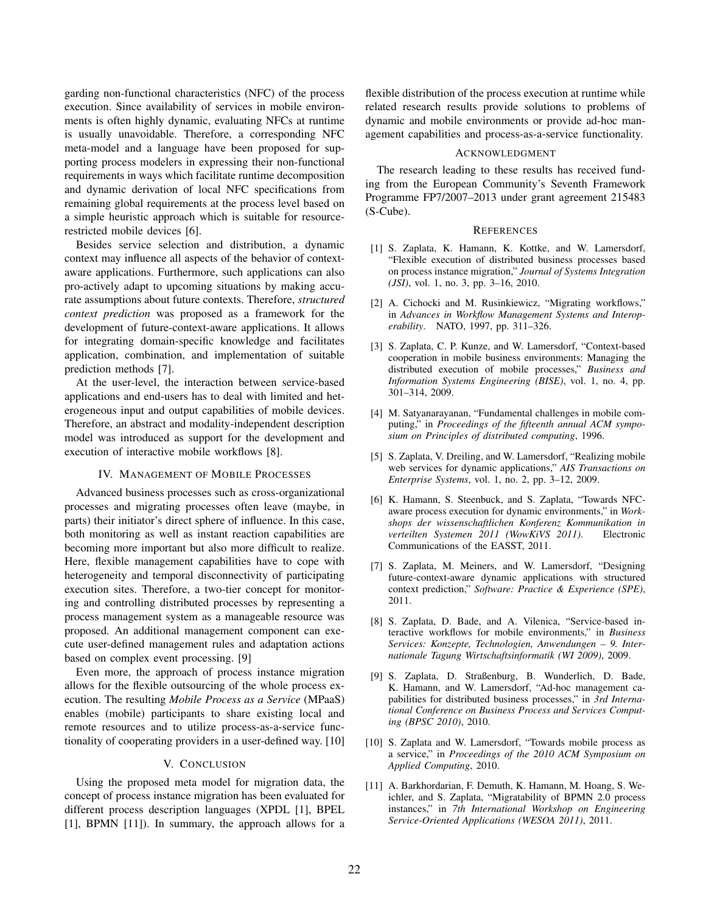garding non-functional characteristics (NFC) of the process execution. Since availability of services in mobile environments is often highly dynamic, evaluating NFCs at runtime is usually unavoidable. Therefore, a corresponding NFC meta-model and a language have been proposed for supporting process modelers in expressing their non-functional requirements in ways which facilitate runtime decomposition and dynamic derivation of local NFC specifications from remaining global requirements at the process level based on a simple heuristic approach which is suitable for resource-restricted mobile devices [6].

Besides service selection and distribution, a dynamic context may influence all aspects of the behavior of context-aware applications. Furthermore, such applications can also pro-actively adapt to upcoming situations by making accurate assumptions about future contexts. Therefore, *structured context prediction* was proposed as a framework for the development of future-context-aware applications. It allows for integrating domain-specific knowledge and facilitates application, combination, and implementation of suitable prediction methods [7].

At the user-level, the interaction between service-based applications and end-users has to deal with limited and heterogeneous input and output capabilities of mobile devices. Therefore, an abstract and modality-independent description model was introduced as support for the development and execution of interactive mobile workflows [8].

## IV. Management of Mobile Processes

Advanced business processes such as cross-organizational processes and migrating processes often leave (maybe, in parts) their initiator's direct sphere of influence. In this case, both monitoring as well as instant reaction capabilities are becoming more important but also more difficult to realize. Here, flexible management capabilities have to cope with heterogeneity and temporal disconnectivity of participating execution sites. Therefore, a two-tier concept for monitoring and controlling distributed processes by representing a process management system as a manageable resource was proposed. An additional management component can execute user-defined management rules and adaptation actions based on complex event processing. [9]

Even more, the approach of process instance migration allows for the flexible outsourcing of the whole process execution. The resulting *Mobile Process as a Service* (MPaaS) enables (mobile) participants to share existing local and remote resources and to utilize process-as-a-service functionality of cooperating providers in a user-defined way. [10]

## V. Conclusion

Using the proposed meta model for migration data, the concept of process instance migration has been evaluated for different process description languages (XPDL [1], BPEL [1], BPMN [11]). In summary, the approach allows for a flexible distribution of the process execution at runtime while related research results provide solutions to problems of dynamic and mobile environments or provide ad-hoc management capabilities and process-as-a-service functionality.

## Acknowledgment

The research leading to these results has received funding from the European Community's Seventh Framework Programme FP7/2007–2013 under grant agreement 215483 (S-Cube).

## References

[1] S. Zaplata, K. Hamann, K. Kottke, and W. Lamersdorf, "Flexible execution of distributed business processes based on process instance migration," *Journal of Systems Integration (JSI)*, vol. 1, no. 3, pp. 3–16, 2010.

[2] A. Cichocki and M. Rusinkiewicz, "Migrating workflows," in *Advances in Workflow Management Systems and Interoperability*. NATO, 1997, pp. 311–326.

[3] S. Zaplata, C. P. Kunze, and W. Lamersdorf, "Context-based cooperation in mobile business environments: Managing the distributed execution of mobile processes," *Business and Information Systems Engineering (BISE)*, vol. 1, no. 4, pp. 301–314, 2009.

[4] M. Satyanarayanan, "Fundamental challenges in mobile computing," in *Proceedings of the fifteenth annual ACM symposium on Principles of distributed computing*, 1996.

[5] S. Zaplata, V. Dreiling, and W. Lamersdorf, "Realizing mobile web services for dynamic applications," *AIS Transactions on Enterprise Systems*, vol. 1, no. 2, pp. 3–12, 2009.

[6] K. Hamann, S. Steenbuck, and S. Zaplata, "Towards NFC-aware process execution for dynamic environments," in *Workshops der wissenschaftlichen Konferenz Kommunikation in verteilten Systemen 2011 (WowKiVS 2011)*. Electronic Communications of the EASST, 2011.

[7] S. Zaplata, M. Meiners, and W. Lamersdorf, "Designing future-context-aware dynamic applications with structured context prediction," *Software: Practice & Experience (SPE)*, 2011.

[8] S. Zaplata, D. Bade, and A. Vilenica, "Service-based interactive workflows for mobile environments," in *Business Services: Konzepte, Technologien, Anwendungen – 9. Internationale Tagung Wirtschaftsinformatik (WI 2009)*, 2009.

[9] S. Zaplata, D. Straßenburg, B. Wunderlich, D. Bade, K. Hamann, and W. Lamersdorf, "Ad-hoc management capabilities for distributed business processes," in *3rd International Conference on Business Process and Services Computing (BPSC 2010)*, 2010.

[10] S. Zaplata and W. Lamersdorf, "Towards mobile process as a service," in *Proceedings of the 2010 ACM Symposium on Applied Computing*, 2010.

[11] A. Barkhordarian, F. Demuth, K. Hamann, M. Hoang, S. Weichler, and S. Zaplata, "Migratability of BPMN 2.0 process instances," in *7th International Workshop on Engineering Service-Oriented Applications (WESOA 2011)*, 2011.